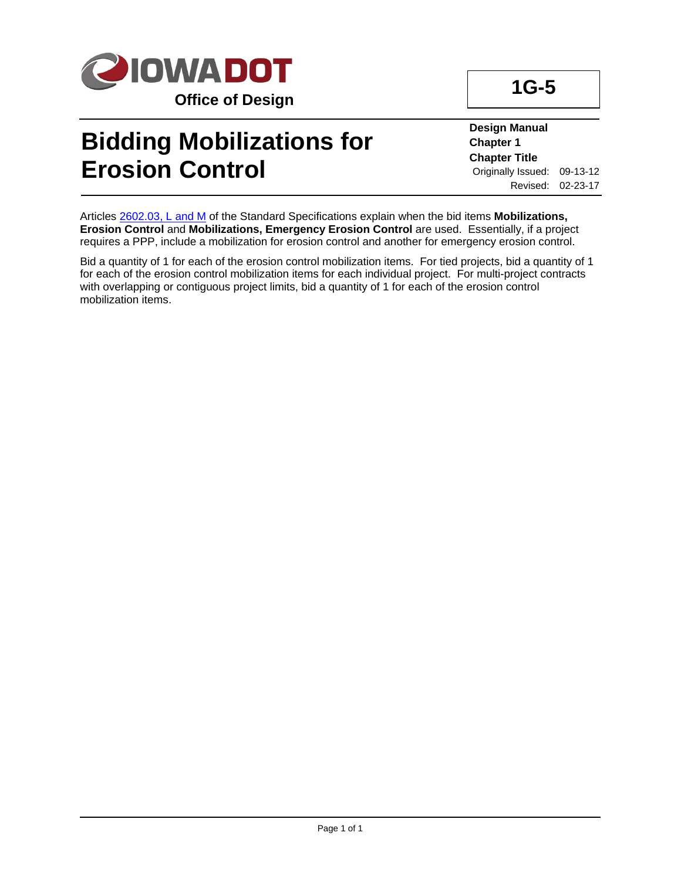IOWA DOT

**Office of Design**

**1G-5**

# Bidding Mobilizations for Erosion Control

**Design Manual**
**Chapter 1**
**Chapter Title**
Originally Issued: 09-13-12
Revised: 02-23-17

Articles [2602.03, L and M] of the Standard Specifications explain when the bid items **Mobilizations, Erosion Control** and **Mobilizations, Emergency Erosion Control** are used. Essentially, if a project requires a PPP, include a mobilization for erosion control and another for emergency erosion control.

Bid a quantity of 1 for each of the erosion control mobilization items. For tied projects, bid a quantity of 1 for each of the erosion control mobilization items for each individual project. For multi-project contracts with overlapping or contiguous project limits, bid a quantity of 1 for each of the erosion control mobilization items.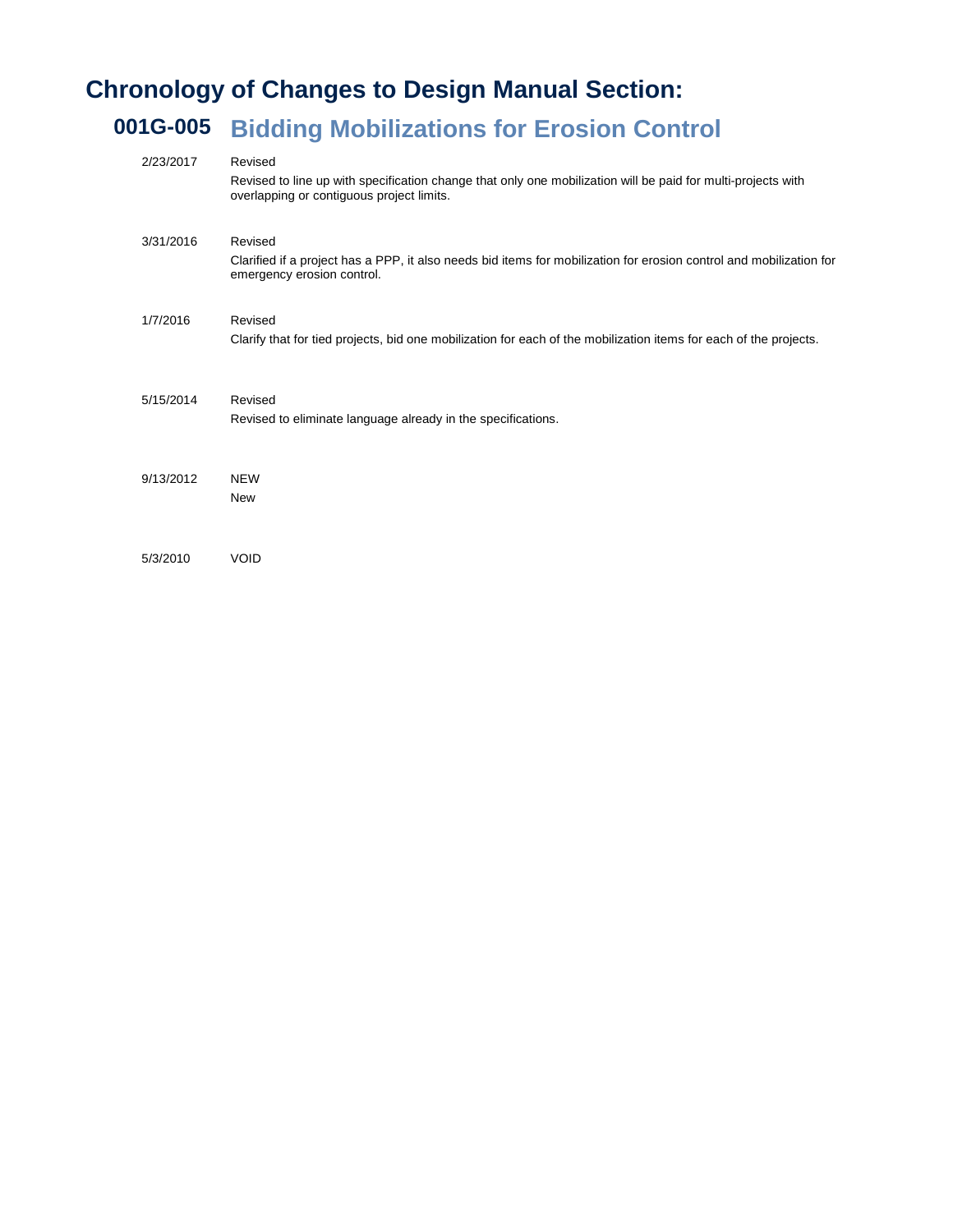# Chronology of Changes to Design Manual Section:

## 001G-005 Bidding Mobilizations for Erosion Control

| | | |
|---|---|---|
| 2/23/2017 | Revised | Revised to line up with specification change that only one mobilization will be paid for multi-projects with overlapping or contiguous project limits. |
| 3/31/2016 | Revised | Clarified if a project has a PPP, it also needs bid items for mobilization for erosion control and mobilization for emergency erosion control. |
| 1/7/2016 | Revised | Clarify that for tied projects, bid one mobilization for each of the mobilization items for each of the projects. |
| 5/15/2014 | Revised | Revised to eliminate language already in the specifications. |
| 9/13/2012 | NEW | New |
| 5/3/2010 | VOID | |